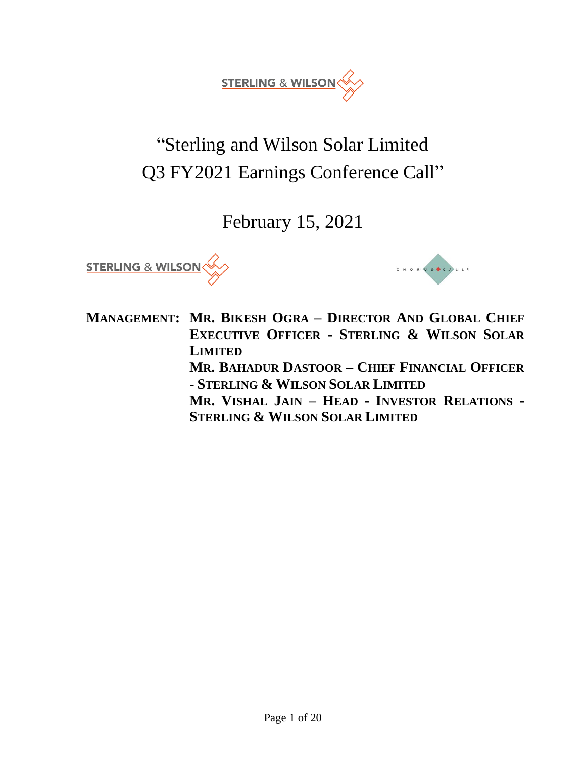# "Sterling and Wilson Solar Limited Q3 FY2021 Earnings Conference Call"

February 15, 2021

**MANAGEMENT:** **MR. BIKESH OGRA – DIRECTOR AND GLOBAL CHIEF EXECUTIVE OFFICER - STERLING & WILSON SOLAR LIMITED**

**MR. BAHADUR DASTOOR – CHIEF FINANCIAL OFFICER - STERLING & WILSON SOLAR LIMITED**

**MR. VISHAL JAIN – HEAD - INVESTOR RELATIONS - STERLING & WILSON SOLAR LIMITED**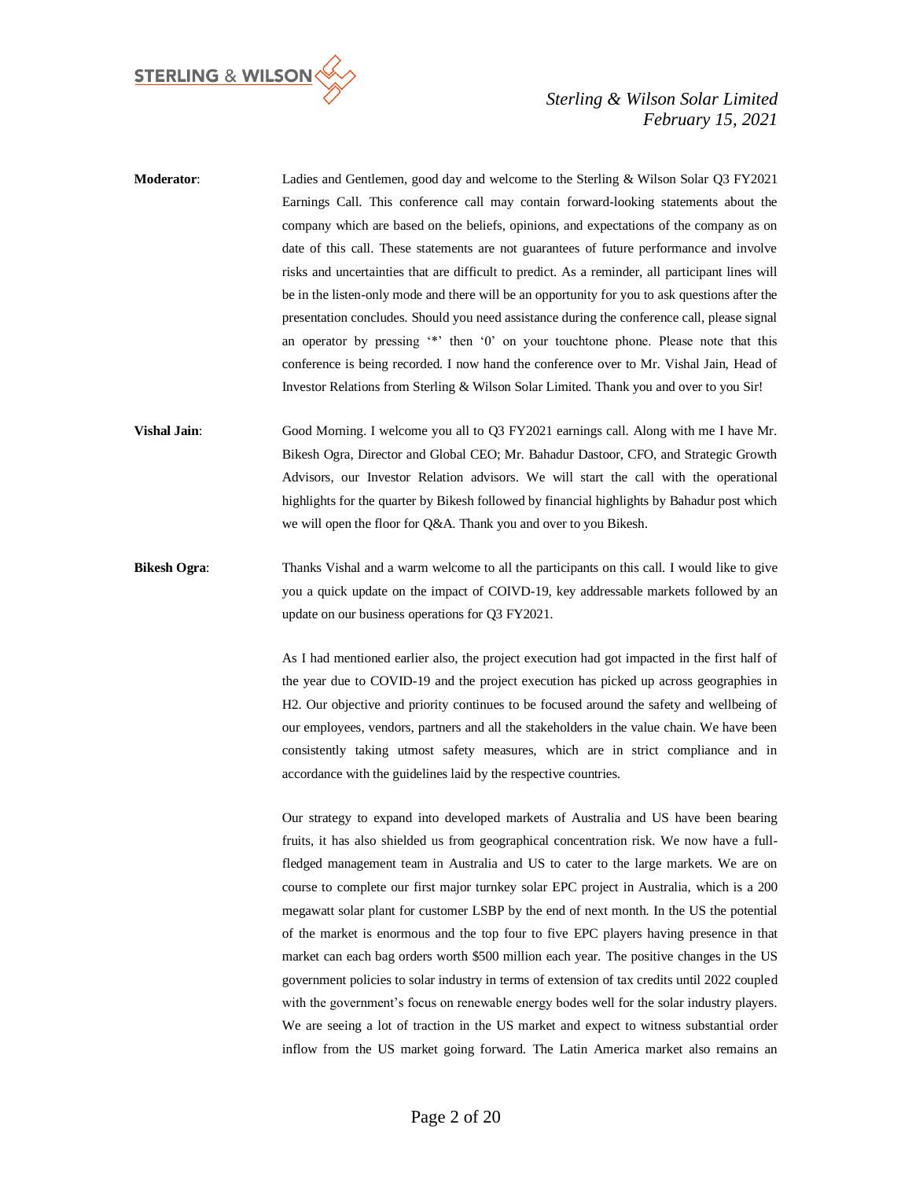**Moderator**: Ladies and Gentlemen, good day and welcome to the Sterling & Wilson Solar Q3 FY2021 Earnings Call. This conference call may contain forward-looking statements about the company which are based on the beliefs, opinions, and expectations of the company as on date of this call. These statements are not guarantees of future performance and involve risks and uncertainties that are difficult to predict. As a reminder, all participant lines will be in the listen-only mode and there will be an opportunity for you to ask questions after the presentation concludes. Should you need assistance during the conference call, please signal an operator by pressing '*' then '0' on your touchtone phone. Please note that this conference is being recorded. I now hand the conference over to Mr. Vishal Jain, Head of Investor Relations from Sterling & Wilson Solar Limited. Thank you and over to you Sir!

**Vishal Jain**: Good Morning. I welcome you all to Q3 FY2021 earnings call. Along with me I have Mr. Bikesh Ogra, Director and Global CEO; Mr. Bahadur Dastoor, CFO, and Strategic Growth Advisors, our Investor Relation advisors. We will start the call with the operational highlights for the quarter by Bikesh followed by financial highlights by Bahadur post which we will open the floor for Q&A. Thank you and over to you Bikesh.

**Bikesh Ogra**: Thanks Vishal and a warm welcome to all the participants on this call. I would like to give you a quick update on the impact of COIVD-19, key addressable markets followed by an update on our business operations for Q3 FY2021.

As I had mentioned earlier also, the project execution had got impacted in the first half of the year due to COVID-19 and the project execution has picked up across geographies in H2. Our objective and priority continues to be focused around the safety and wellbeing of our employees, vendors, partners and all the stakeholders in the value chain. We have been consistently taking utmost safety measures, which are in strict compliance and in accordance with the guidelines laid by the respective countries.

Our strategy to expand into developed markets of Australia and US have been bearing fruits, it has also shielded us from geographical concentration risk. We now have a full-fledged management team in Australia and US to cater to the large markets. We are on course to complete our first major turnkey solar EPC project in Australia, which is a 200 megawatt solar plant for customer LSBP by the end of next month. In the US the potential of the market is enormous and the top four to five EPC players having presence in that market can each bag orders worth $500 million each year. The positive changes in the US government policies to solar industry in terms of extension of tax credits until 2022 coupled with the government's focus on renewable energy bodes well for the solar industry players. We are seeing a lot of traction in the US market and expect to witness substantial order inflow from the US market going forward. The Latin America market also remains an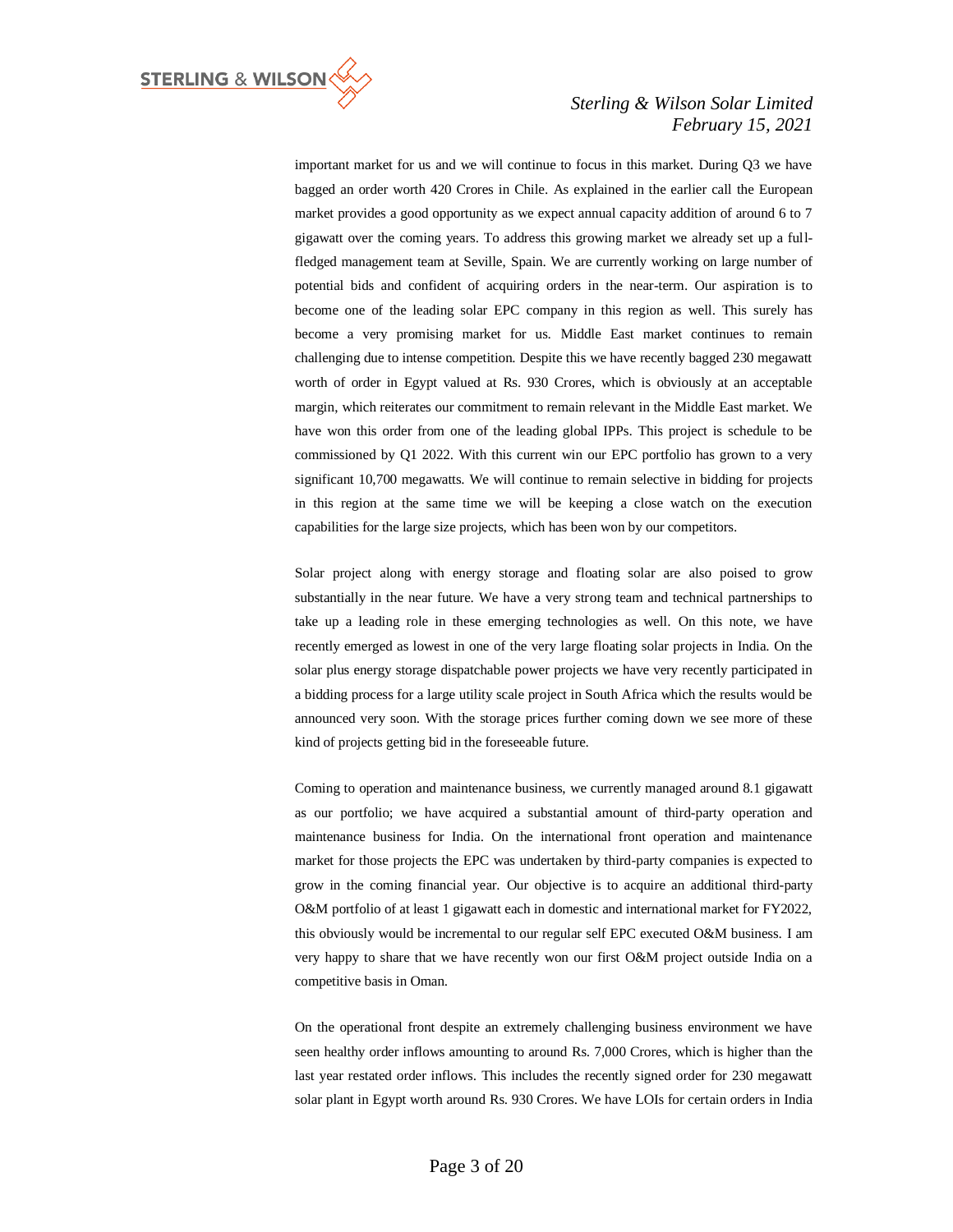important market for us and we will continue to focus in this market. During Q3 we have bagged an order worth 420 Crores in Chile. As explained in the earlier call the European market provides a good opportunity as we expect annual capacity addition of around 6 to 7 gigawatt over the coming years. To address this growing market we already set up a full-fledged management team at Seville, Spain. We are currently working on large number of potential bids and confident of acquiring orders in the near-term. Our aspiration is to become one of the leading solar EPC company in this region as well. This surely has become a very promising market for us. Middle East market continues to remain challenging due to intense competition. Despite this we have recently bagged 230 megawatt worth of order in Egypt valued at Rs. 930 Crores, which is obviously at an acceptable margin, which reiterates our commitment to remain relevant in the Middle East market. We have won this order from one of the leading global IPPs. This project is schedule to be commissioned by Q1 2022. With this current win our EPC portfolio has grown to a very significant 10,700 megawatts. We will continue to remain selective in bidding for projects in this region at the same time we will be keeping a close watch on the execution capabilities for the large size projects, which has been won by our competitors.

Solar project along with energy storage and floating solar are also poised to grow substantially in the near future. We have a very strong team and technical partnerships to take up a leading role in these emerging technologies as well. On this note, we have recently emerged as lowest in one of the very large floating solar projects in India. On the solar plus energy storage dispatchable power projects we have very recently participated in a bidding process for a large utility scale project in South Africa which the results would be announced very soon. With the storage prices further coming down we see more of these kind of projects getting bid in the foreseeable future.

Coming to operation and maintenance business, we currently managed around 8.1 gigawatt as our portfolio; we have acquired a substantial amount of third-party operation and maintenance business for India. On the international front operation and maintenance market for those projects the EPC was undertaken by third-party companies is expected to grow in the coming financial year. Our objective is to acquire an additional third-party O&M portfolio of at least 1 gigawatt each in domestic and international market for FY2022, this obviously would be incremental to our regular self EPC executed O&M business. I am very happy to share that we have recently won our first O&M project outside India on a competitive basis in Oman.

On the operational front despite an extremely challenging business environment we have seen healthy order inflows amounting to around Rs. 7,000 Crores, which is higher than the last year restated order inflows. This includes the recently signed order for 230 megawatt solar plant in Egypt worth around Rs. 930 Crores. We have LOIs for certain orders in India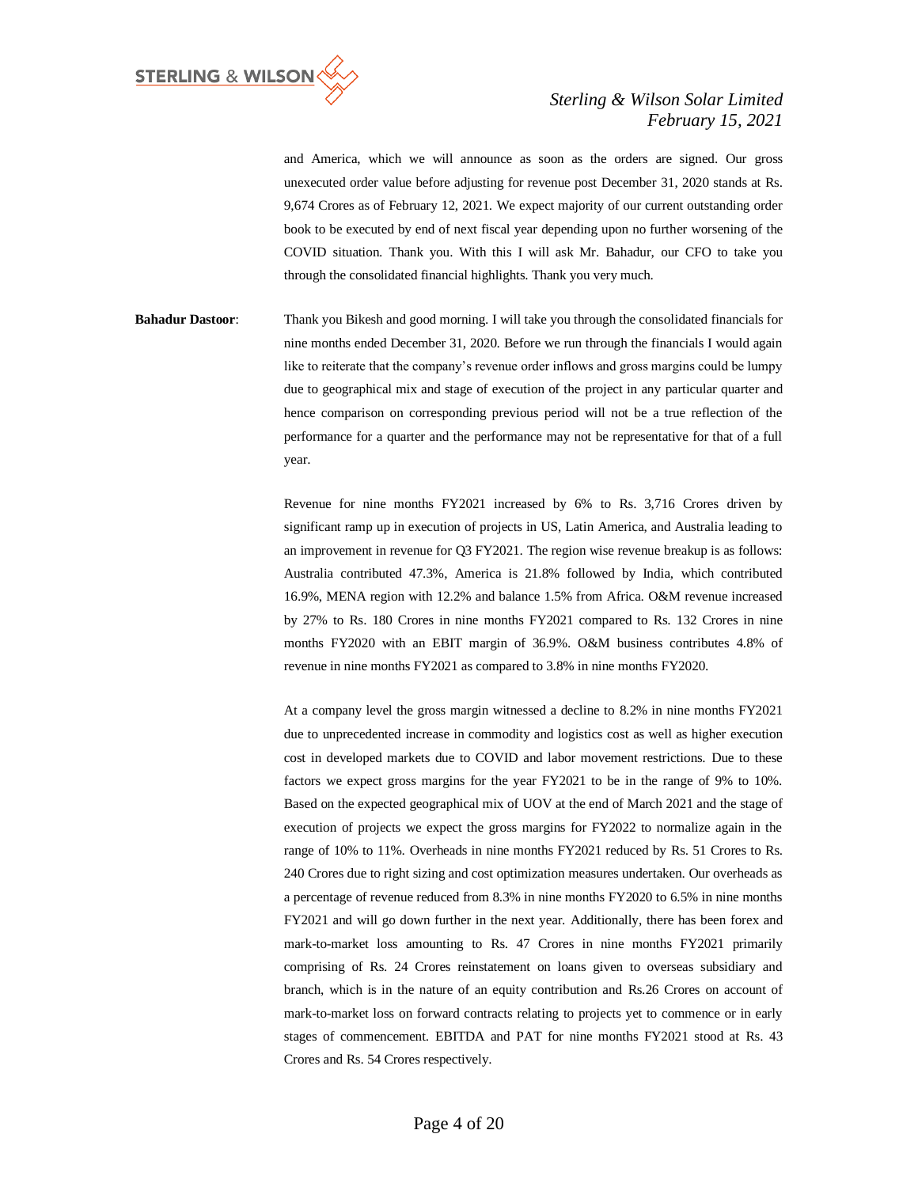and America, which we will announce as soon as the orders are signed. Our gross unexecuted order value before adjusting for revenue post December 31, 2020 stands at Rs. 9,674 Crores as of February 12, 2021. We expect majority of our current outstanding order book to be executed by end of next fiscal year depending upon no further worsening of the COVID situation. Thank you. With this I will ask Mr. Bahadur, our CFO to take you through the consolidated financial highlights. Thank you very much.

**Bahadur Dastoor**: Thank you Bikesh and good morning. I will take you through the consolidated financials for nine months ended December 31, 2020. Before we run through the financials I would again like to reiterate that the company's revenue order inflows and gross margins could be lumpy due to geographical mix and stage of execution of the project in any particular quarter and hence comparison on corresponding previous period will not be a true reflection of the performance for a quarter and the performance may not be representative for that of a full year.

Revenue for nine months FY2021 increased by 6% to Rs. 3,716 Crores driven by significant ramp up in execution of projects in US, Latin America, and Australia leading to an improvement in revenue for Q3 FY2021. The region wise revenue breakup is as follows: Australia contributed 47.3%, America is 21.8% followed by India, which contributed 16.9%, MENA region with 12.2% and balance 1.5% from Africa. O&M revenue increased by 27% to Rs. 180 Crores in nine months FY2021 compared to Rs. 132 Crores in nine months FY2020 with an EBIT margin of 36.9%. O&M business contributes 4.8% of revenue in nine months FY2021 as compared to 3.8% in nine months FY2020.

At a company level the gross margin witnessed a decline to 8.2% in nine months FY2021 due to unprecedented increase in commodity and logistics cost as well as higher execution cost in developed markets due to COVID and labor movement restrictions. Due to these factors we expect gross margins for the year FY2021 to be in the range of 9% to 10%. Based on the expected geographical mix of UOV at the end of March 2021 and the stage of execution of projects we expect the gross margins for FY2022 to normalize again in the range of 10% to 11%. Overheads in nine months FY2021 reduced by Rs. 51 Crores to Rs. 240 Crores due to right sizing and cost optimization measures undertaken. Our overheads as a percentage of revenue reduced from 8.3% in nine months FY2020 to 6.5% in nine months FY2021 and will go down further in the next year. Additionally, there has been forex and mark-to-market loss amounting to Rs. 47 Crores in nine months FY2021 primarily comprising of Rs. 24 Crores reinstatement on loans given to overseas subsidiary and branch, which is in the nature of an equity contribution and Rs.26 Crores on account of mark-to-market loss on forward contracts relating to projects yet to commence or in early stages of commencement. EBITDA and PAT for nine months FY2021 stood at Rs. 43 Crores and Rs. 54 Crores respectively.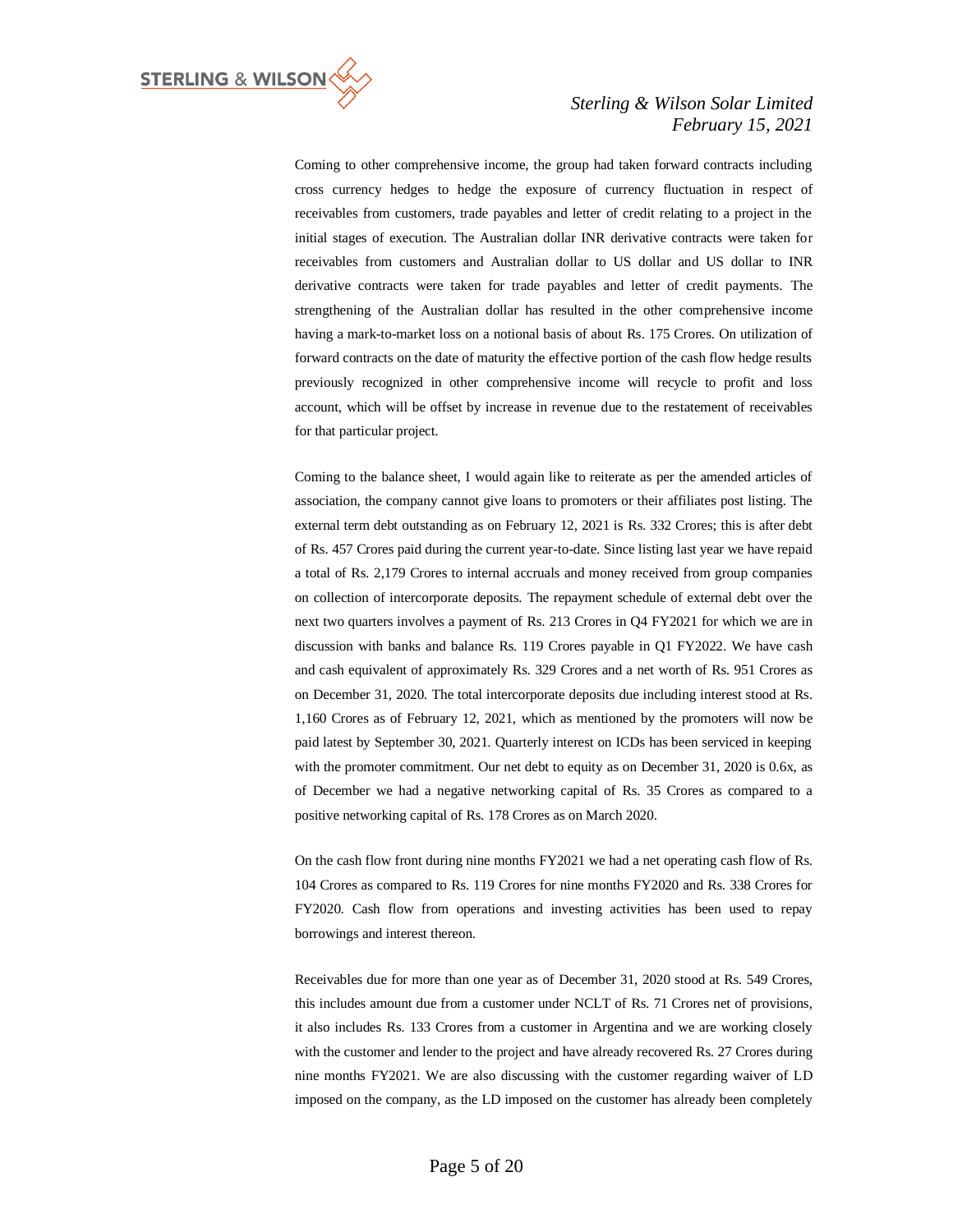Coming to other comprehensive income, the group had taken forward contracts including cross currency hedges to hedge the exposure of currency fluctuation in respect of receivables from customers, trade payables and letter of credit relating to a project in the initial stages of execution. The Australian dollar INR derivative contracts were taken for receivables from customers and Australian dollar to US dollar and US dollar to INR derivative contracts were taken for trade payables and letter of credit payments. The strengthening of the Australian dollar has resulted in the other comprehensive income having a mark-to-market loss on a notional basis of about Rs. 175 Crores. On utilization of forward contracts on the date of maturity the effective portion of the cash flow hedge results previously recognized in other comprehensive income will recycle to profit and loss account, which will be offset by increase in revenue due to the restatement of receivables for that particular project.

Coming to the balance sheet, I would again like to reiterate as per the amended articles of association, the company cannot give loans to promoters or their affiliates post listing. The external term debt outstanding as on February 12, 2021 is Rs. 332 Crores; this is after debt of Rs. 457 Crores paid during the current year-to-date. Since listing last year we have repaid a total of Rs. 2,179 Crores to internal accruals and money received from group companies on collection of intercorporate deposits. The repayment schedule of external debt over the next two quarters involves a payment of Rs. 213 Crores in Q4 FY2021 for which we are in discussion with banks and balance Rs. 119 Crores payable in Q1 FY2022. We have cash and cash equivalent of approximately Rs. 329 Crores and a net worth of Rs. 951 Crores as on December 31, 2020. The total intercorporate deposits due including interest stood at Rs. 1,160 Crores as of February 12, 2021, which as mentioned by the promoters will now be paid latest by September 30, 2021. Quarterly interest on ICDs has been serviced in keeping with the promoter commitment. Our net debt to equity as on December 31, 2020 is 0.6x, as of December we had a negative networking capital of Rs. 35 Crores as compared to a positive networking capital of Rs. 178 Crores as on March 2020.

On the cash flow front during nine months FY2021 we had a net operating cash flow of Rs. 104 Crores as compared to Rs. 119 Crores for nine months FY2020 and Rs. 338 Crores for FY2020. Cash flow from operations and investing activities has been used to repay borrowings and interest thereon.

Receivables due for more than one year as of December 31, 2020 stood at Rs. 549 Crores, this includes amount due from a customer under NCLT of Rs. 71 Crores net of provisions, it also includes Rs. 133 Crores from a customer in Argentina and we are working closely with the customer and lender to the project and have already recovered Rs. 27 Crores during nine months FY2021. We are also discussing with the customer regarding waiver of LD imposed on the company, as the LD imposed on the customer has already been completely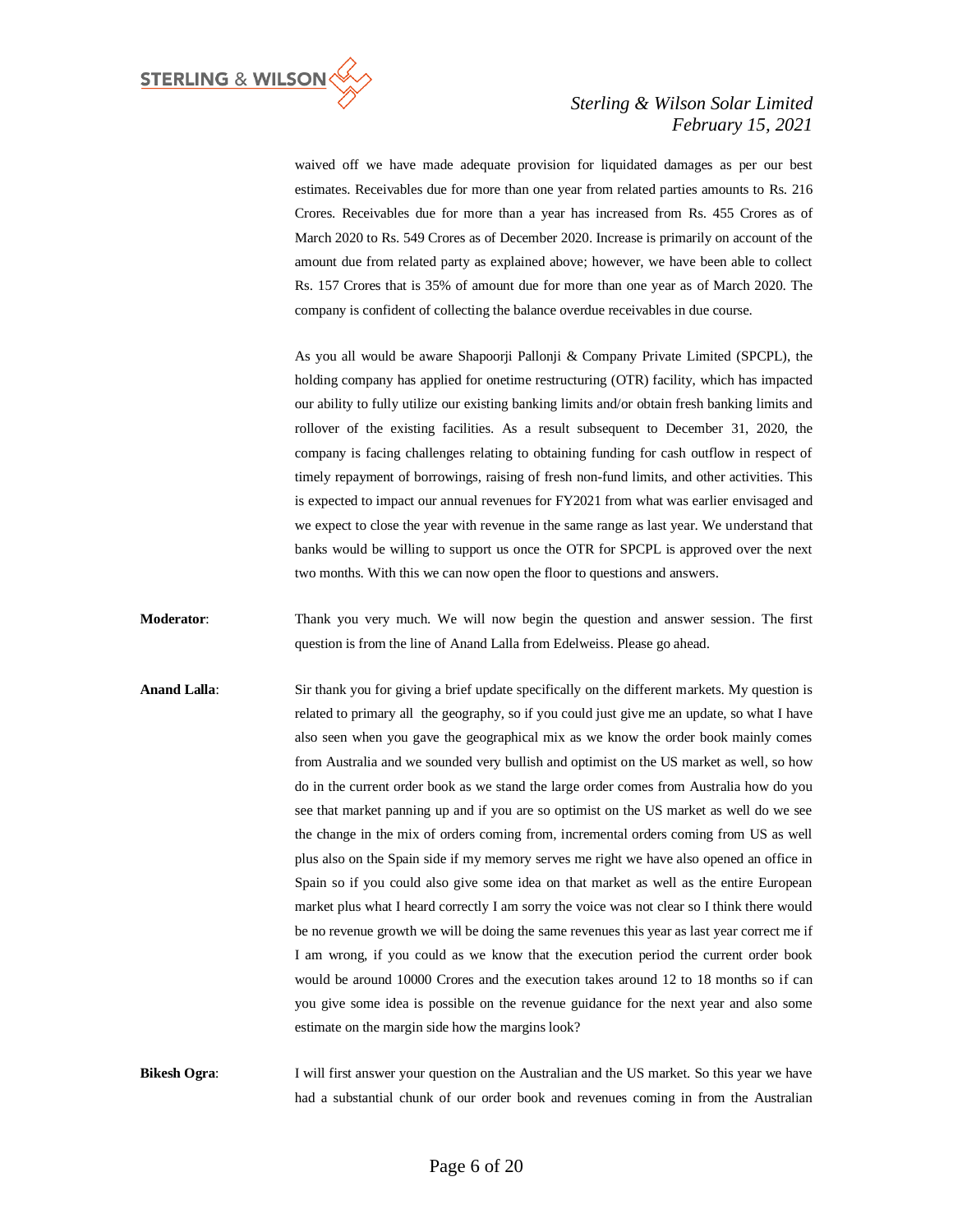waived off we have made adequate provision for liquidated damages as per our best estimates. Receivables due for more than one year from related parties amounts to Rs. 216 Crores. Receivables due for more than a year has increased from Rs. 455 Crores as of March 2020 to Rs. 549 Crores as of December 2020. Increase is primarily on account of the amount due from related party as explained above; however, we have been able to collect Rs. 157 Crores that is 35% of amount due for more than one year as of March 2020. The company is confident of collecting the balance overdue receivables in due course.

As you all would be aware Shapoorji Pallonji & Company Private Limited (SPCPL), the holding company has applied for onetime restructuring (OTR) facility, which has impacted our ability to fully utilize our existing banking limits and/or obtain fresh banking limits and rollover of the existing facilities. As a result subsequent to December 31, 2020, the company is facing challenges relating to obtaining funding for cash outflow in respect of timely repayment of borrowings, raising of fresh non-fund limits, and other activities. This is expected to impact our annual revenues for FY2021 from what was earlier envisaged and we expect to close the year with revenue in the same range as last year. We understand that banks would be willing to support us once the OTR for SPCPL is approved over the next two months. With this we can now open the floor to questions and answers.

**Moderator**: Thank you very much. We will now begin the question and answer session. The first question is from the line of Anand Lalla from Edelweiss. Please go ahead.

**Anand Lalla**: Sir thank you for giving a brief update specifically on the different markets. My question is related to primary all the geography, so if you could just give me an update, so what I have also seen when you gave the geographical mix as we know the order book mainly comes from Australia and we sounded very bullish and optimist on the US market as well, so how do in the current order book as we stand the large order comes from Australia how do you see that market panning up and if you are so optimist on the US market as well do we see the change in the mix of orders coming from, incremental orders coming from US as well plus also on the Spain side if my memory serves me right we have also opened an office in Spain so if you could also give some idea on that market as well as the entire European market plus what I heard correctly I am sorry the voice was not clear so I think there would be no revenue growth we will be doing the same revenues this year as last year correct me if I am wrong, if you could as we know that the execution period the current order book would be around 10000 Crores and the execution takes around 12 to 18 months so if can you give some idea is possible on the revenue guidance for the next year and also some estimate on the margin side how the margins look?

**Bikesh Ogra**: I will first answer your question on the Australian and the US market. So this year we have had a substantial chunk of our order book and revenues coming in from the Australian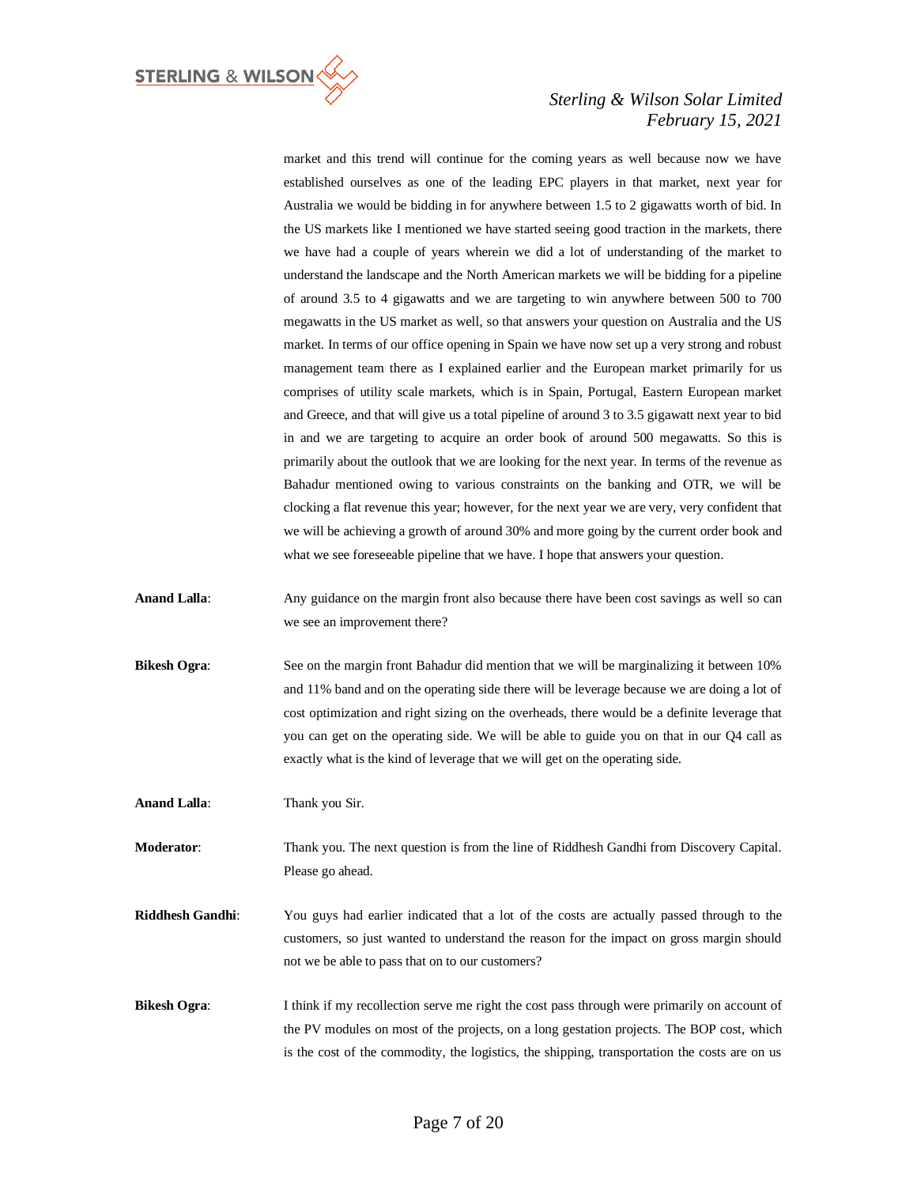market and this trend will continue for the coming years as well because now we have established ourselves as one of the leading EPC players in that market, next year for Australia we would be bidding in for anywhere between 1.5 to 2 gigawatts worth of bid. In the US markets like I mentioned we have started seeing good traction in the markets, there we have had a couple of years wherein we did a lot of understanding of the market to understand the landscape and the North American markets we will be bidding for a pipeline of around 3.5 to 4 gigawatts and we are targeting to win anywhere between 500 to 700 megawatts in the US market as well, so that answers your question on Australia and the US market. In terms of our office opening in Spain we have now set up a very strong and robust management team there as I explained earlier and the European market primarily for us comprises of utility scale markets, which is in Spain, Portugal, Eastern European market and Greece, and that will give us a total pipeline of around 3 to 3.5 gigawatt next year to bid in and we are targeting to acquire an order book of around 500 megawatts. So this is primarily about the outlook that we are looking for the next year. In terms of the revenue as Bahadur mentioned owing to various constraints on the banking and OTR, we will be clocking a flat revenue this year; however, for the next year we are very, very confident that we will be achieving a growth of around 30% and more going by the current order book and what we see foreseeable pipeline that we have. I hope that answers your question.

**Anand Lalla**: Any guidance on the margin front also because there have been cost savings as well so can we see an improvement there?

**Bikesh Ogra**: See on the margin front Bahadur did mention that we will be marginalizing it between 10% and 11% band and on the operating side there will be leverage because we are doing a lot of cost optimization and right sizing on the overheads, there would be a definite leverage that you can get on the operating side. We will be able to guide you on that in our Q4 call as exactly what is the kind of leverage that we will get on the operating side.

**Anand Lalla**: Thank you Sir.

**Moderator**: Thank you. The next question is from the line of Riddhesh Gandhi from Discovery Capital. Please go ahead.

**Riddhesh Gandhi**: You guys had earlier indicated that a lot of the costs are actually passed through to the customers, so just wanted to understand the reason for the impact on gross margin should not we be able to pass that on to our customers?

**Bikesh Ogra**: I think if my recollection serve me right the cost pass through were primarily on account of the PV modules on most of the projects, on a long gestation projects. The BOP cost, which is the cost of the commodity, the logistics, the shipping, transportation the costs are on us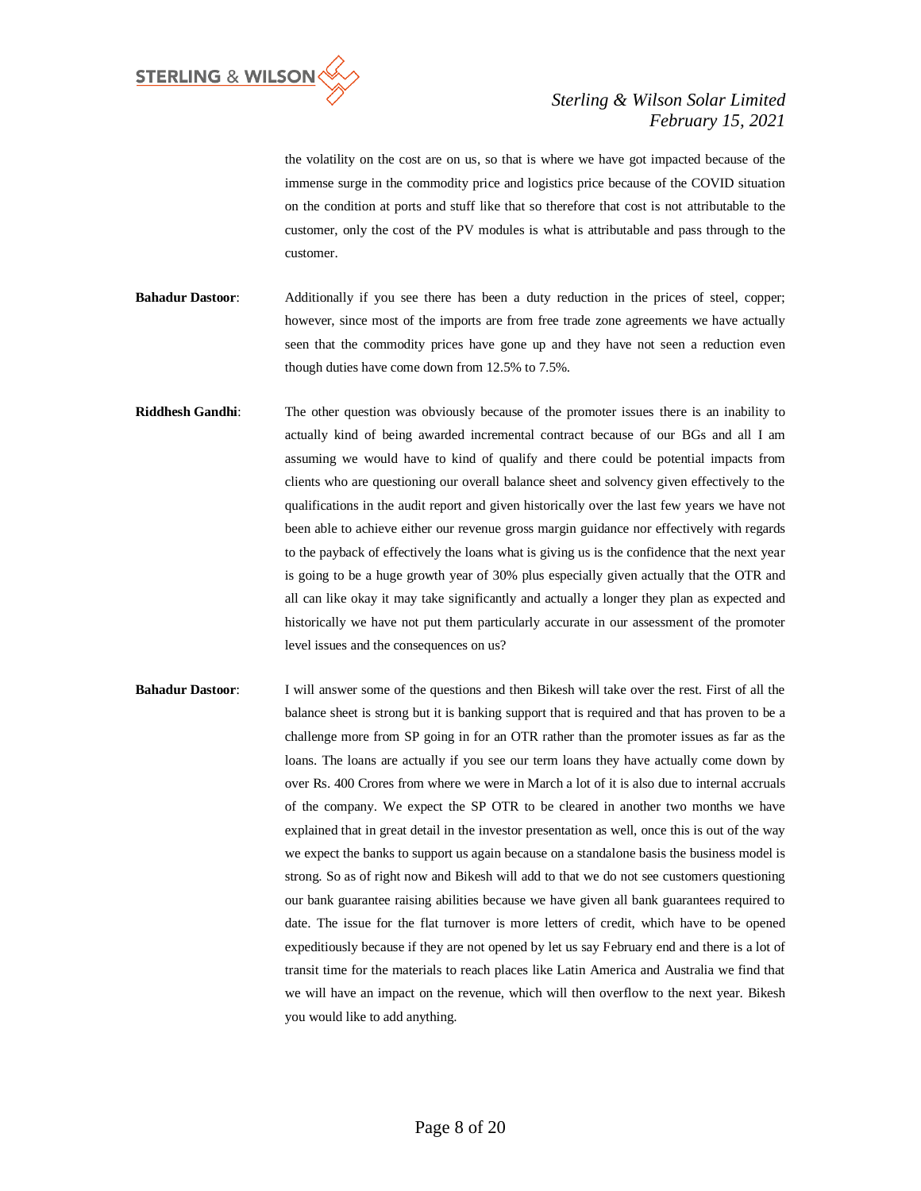the volatility on the cost are on us, so that is where we have got impacted because of the immense surge in the commodity price and logistics price because of the COVID situation on the condition at ports and stuff like that so therefore that cost is not attributable to the customer, only the cost of the PV modules is what is attributable and pass through to the customer.

**Bahadur Dastoor**: Additionally if you see there has been a duty reduction in the prices of steel, copper; however, since most of the imports are from free trade zone agreements we have actually seen that the commodity prices have gone up and they have not seen a reduction even though duties have come down from 12.5% to 7.5%.

**Riddhesh Gandhi**: The other question was obviously because of the promoter issues there is an inability to actually kind of being awarded incremental contract because of our BGs and all I am assuming we would have to kind of qualify and there could be potential impacts from clients who are questioning our overall balance sheet and solvency given effectively to the qualifications in the audit report and given historically over the last few years we have not been able to achieve either our revenue gross margin guidance nor effectively with regards to the payback of effectively the loans what is giving us is the confidence that the next year is going to be a huge growth year of 30% plus especially given actually that the OTR and all can like okay it may take significantly and actually a longer they plan as expected and historically we have not put them particularly accurate in our assessment of the promoter level issues and the consequences on us?

**Bahadur Dastoor**: I will answer some of the questions and then Bikesh will take over the rest. First of all the balance sheet is strong but it is banking support that is required and that has proven to be a challenge more from SP going in for an OTR rather than the promoter issues as far as the loans. The loans are actually if you see our term loans they have actually come down by over Rs. 400 Crores from where we were in March a lot of it is also due to internal accruals of the company. We expect the SP OTR to be cleared in another two months we have explained that in great detail in the investor presentation as well, once this is out of the way we expect the banks to support us again because on a standalone basis the business model is strong. So as of right now and Bikesh will add to that we do not see customers questioning our bank guarantee raising abilities because we have given all bank guarantees required to date. The issue for the flat turnover is more letters of credit, which have to be opened expeditiously because if they are not opened by let us say February end and there is a lot of transit time for the materials to reach places like Latin America and Australia we find that we will have an impact on the revenue, which will then overflow to the next year. Bikesh you would like to add anything.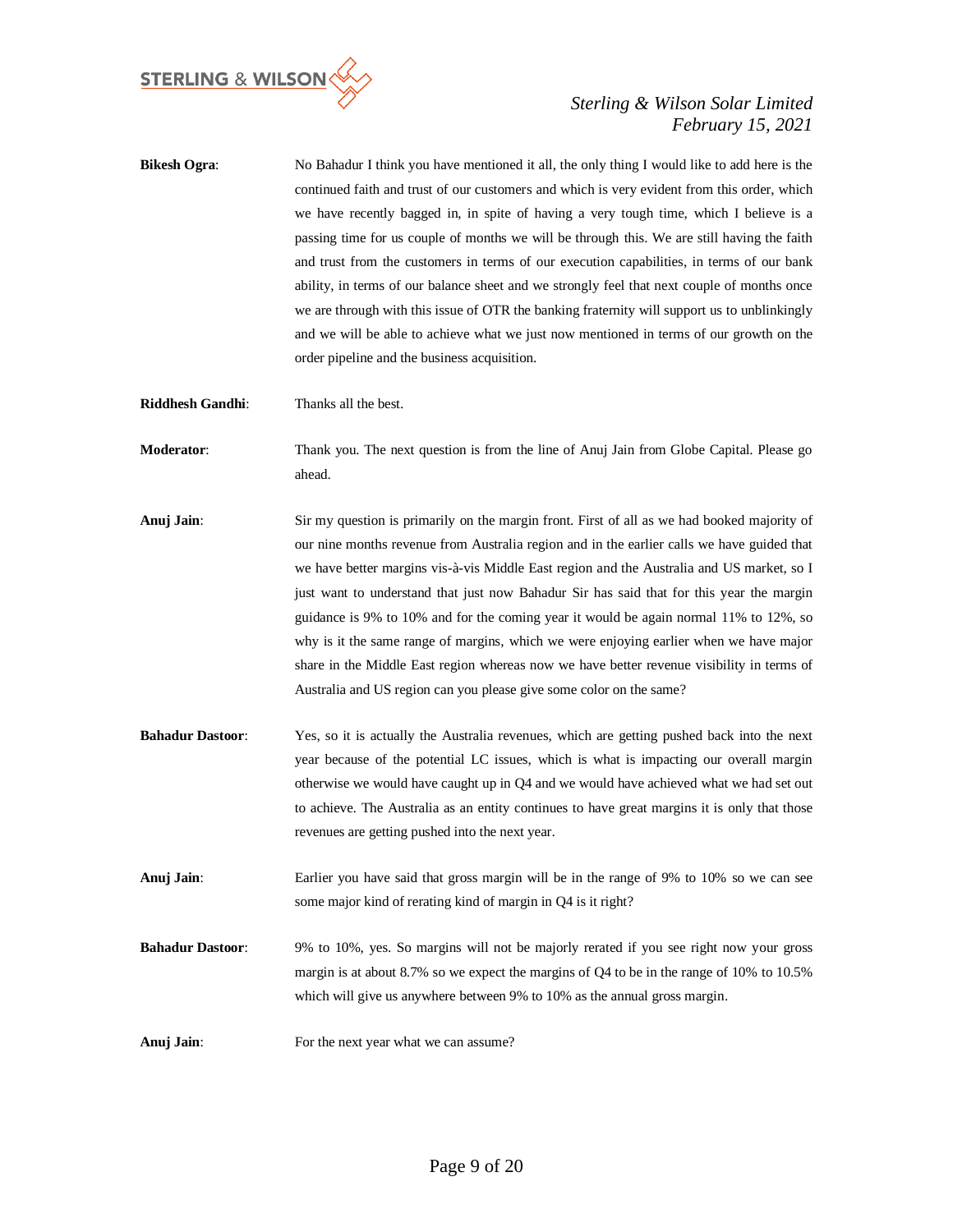**Bikesh Ogra**: No Bahadur I think you have mentioned it all, the only thing I would like to add here is the continued faith and trust of our customers and which is very evident from this order, which we have recently bagged in, in spite of having a very tough time, which I believe is a passing time for us couple of months we will be through this. We are still having the faith and trust from the customers in terms of our execution capabilities, in terms of our bank ability, in terms of our balance sheet and we strongly feel that next couple of months once we are through with this issue of OTR the banking fraternity will support us to unblinkingly and we will be able to achieve what we just now mentioned in terms of our growth on the order pipeline and the business acquisition.

**Riddhesh Gandhi**: Thanks all the best.

**Moderator**: Thank you. The next question is from the line of Anuj Jain from Globe Capital. Please go ahead.

**Anuj Jain**: Sir my question is primarily on the margin front. First of all as we had booked majority of our nine months revenue from Australia region and in the earlier calls we have guided that we have better margins vis-à-vis Middle East region and the Australia and US market, so I just want to understand that just now Bahadur Sir has said that for this year the margin guidance is 9% to 10% and for the coming year it would be again normal 11% to 12%, so why is it the same range of margins, which we were enjoying earlier when we have major share in the Middle East region whereas now we have better revenue visibility in terms of Australia and US region can you please give some color on the same?

**Bahadur Dastoor**: Yes, so it is actually the Australia revenues, which are getting pushed back into the next year because of the potential LC issues, which is what is impacting our overall margin otherwise we would have caught up in Q4 and we would have achieved what we had set out to achieve. The Australia as an entity continues to have great margins it is only that those revenues are getting pushed into the next year.

**Anuj Jain**: Earlier you have said that gross margin will be in the range of 9% to 10% so we can see some major kind of rerating kind of margin in Q4 is it right?

**Bahadur Dastoor**: 9% to 10%, yes. So margins will not be majorly rerated if you see right now your gross margin is at about 8.7% so we expect the margins of Q4 to be in the range of 10% to 10.5% which will give us anywhere between 9% to 10% as the annual gross margin.

**Anuj Jain**: For the next year what we can assume?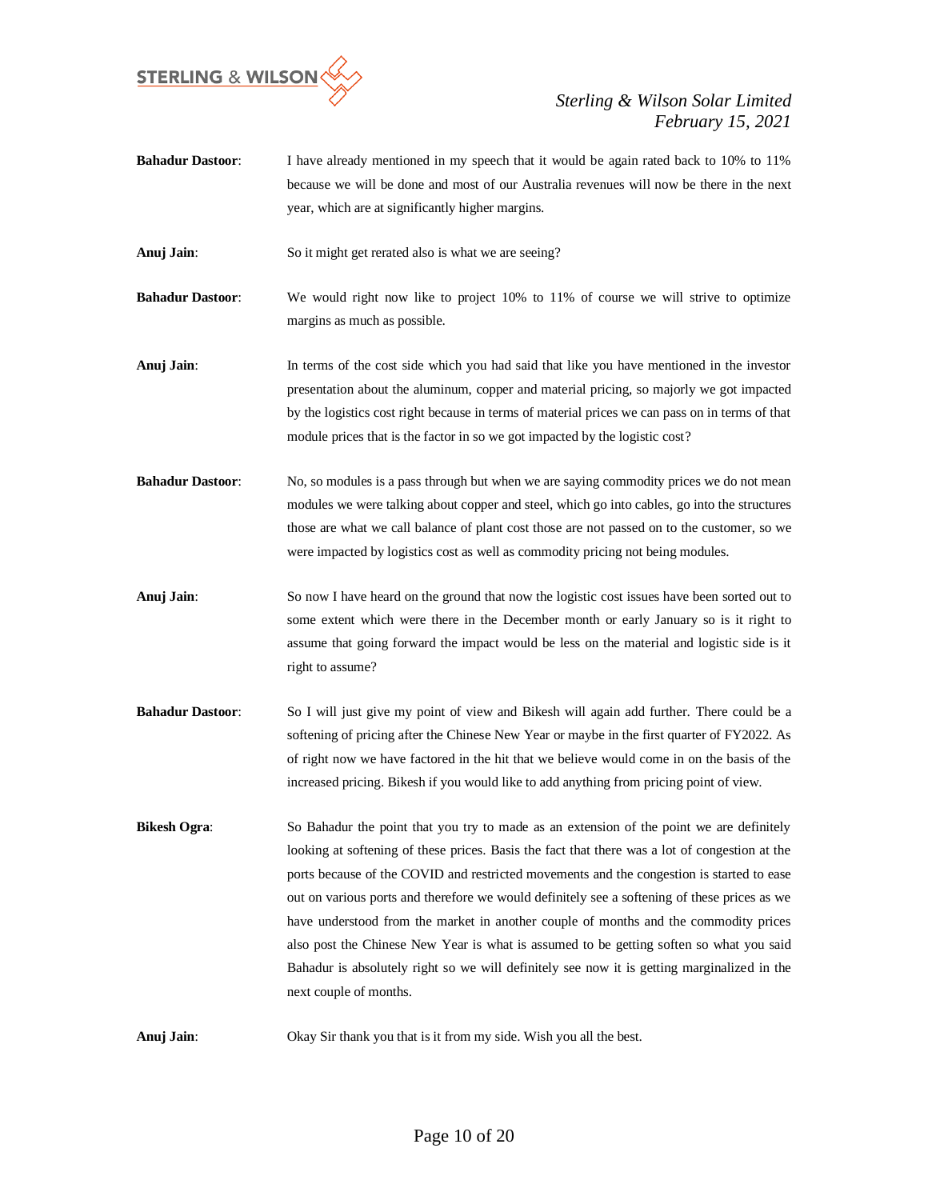**Bahadur Dastoor**: I have already mentioned in my speech that it would be again rated back to 10% to 11% because we will be done and most of our Australia revenues will now be there in the next year, which are at significantly higher margins.

**Anuj Jain**: So it might get rerated also is what we are seeing?

**Bahadur Dastoor**: We would right now like to project 10% to 11% of course we will strive to optimize margins as much as possible.

**Anuj Jain**: In terms of the cost side which you had said that like you have mentioned in the investor presentation about the aluminum, copper and material pricing, so majorly we got impacted by the logistics cost right because in terms of material prices we can pass on in terms of that module prices that is the factor in so we got impacted by the logistic cost?

**Bahadur Dastoor**: No, so modules is a pass through but when we are saying commodity prices we do not mean modules we were talking about copper and steel, which go into cables, go into the structures those are what we call balance of plant cost those are not passed on to the customer, so we were impacted by logistics cost as well as commodity pricing not being modules.

**Anuj Jain**: So now I have heard on the ground that now the logistic cost issues have been sorted out to some extent which were there in the December month or early January so is it right to assume that going forward the impact would be less on the material and logistic side is it right to assume?

**Bahadur Dastoor**: So I will just give my point of view and Bikesh will again add further. There could be a softening of pricing after the Chinese New Year or maybe in the first quarter of FY2022. As of right now we have factored in the hit that we believe would come in on the basis of the increased pricing. Bikesh if you would like to add anything from pricing point of view.

**Bikesh Ogra**: So Bahadur the point that you try to made as an extension of the point we are definitely looking at softening of these prices. Basis the fact that there was a lot of congestion at the ports because of the COVID and restricted movements and the congestion is started to ease out on various ports and therefore we would definitely see a softening of these prices as we have understood from the market in another couple of months and the commodity prices also post the Chinese New Year is what is assumed to be getting soften so what you said Bahadur is absolutely right so we will definitely see now it is getting marginalized in the next couple of months.

**Anuj Jain**: Okay Sir thank you that is it from my side. Wish you all the best.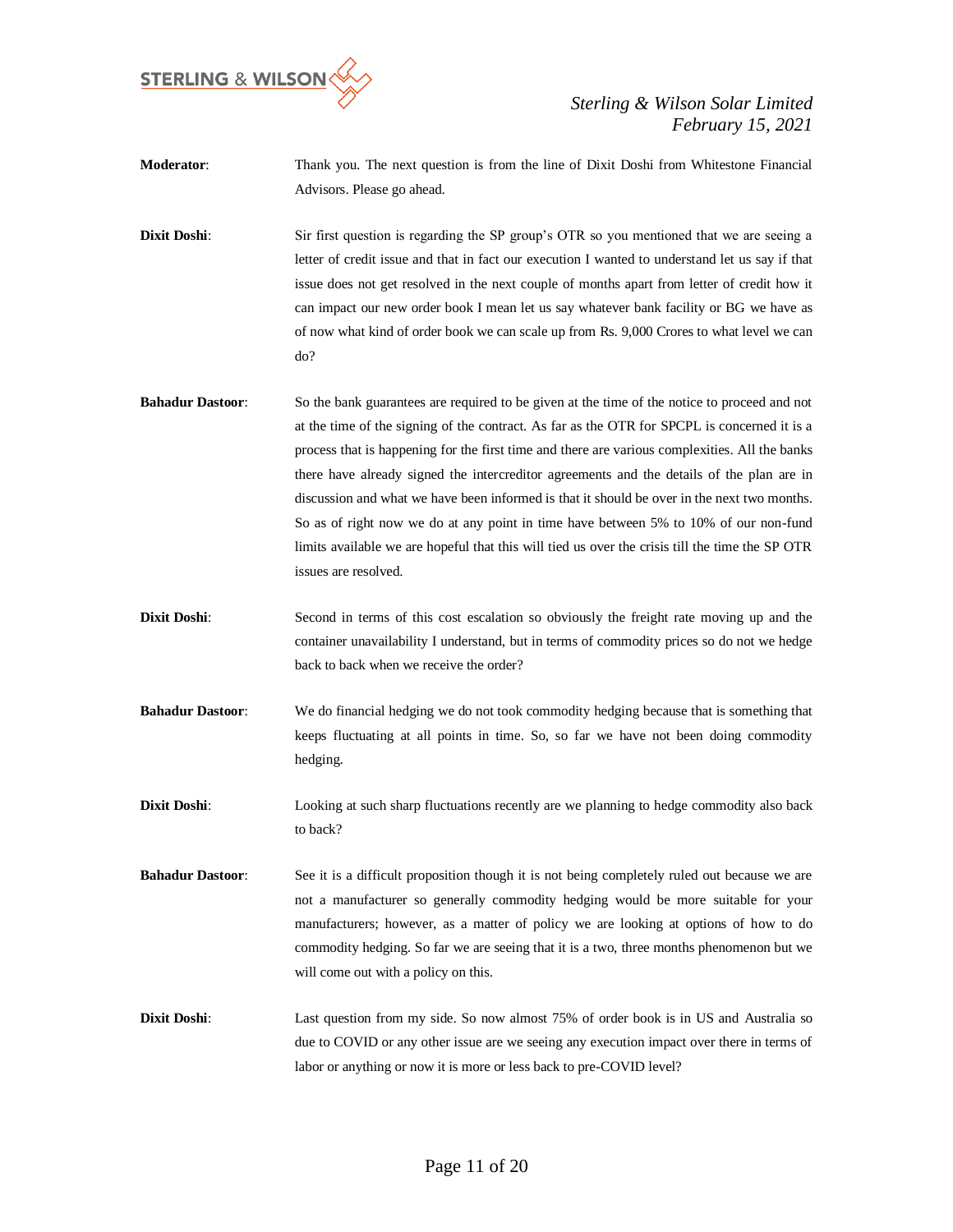**Moderator**: Thank you. The next question is from the line of Dixit Doshi from Whitestone Financial Advisors. Please go ahead.

**Dixit Doshi**: Sir first question is regarding the SP group's OTR so you mentioned that we are seeing a letter of credit issue and that in fact our execution I wanted to understand let us say if that issue does not get resolved in the next couple of months apart from letter of credit how it can impact our new order book I mean let us say whatever bank facility or BG we have as of now what kind of order book we can scale up from Rs. 9,000 Crores to what level we can do?

**Bahadur Dastoor**: So the bank guarantees are required to be given at the time of the notice to proceed and not at the time of the signing of the contract. As far as the OTR for SPCPL is concerned it is a process that is happening for the first time and there are various complexities. All the banks there have already signed the intercreditor agreements and the details of the plan are in discussion and what we have been informed is that it should be over in the next two months. So as of right now we do at any point in time have between 5% to 10% of our non-fund limits available we are hopeful that this will tied us over the crisis till the time the SP OTR issues are resolved.

**Dixit Doshi**: Second in terms of this cost escalation so obviously the freight rate moving up and the container unavailability I understand, but in terms of commodity prices so do not we hedge back to back when we receive the order?

**Bahadur Dastoor**: We do financial hedging we do not took commodity hedging because that is something that keeps fluctuating at all points in time. So, so far we have not been doing commodity hedging.

**Dixit Doshi**: Looking at such sharp fluctuations recently are we planning to hedge commodity also back to back?

**Bahadur Dastoor**: See it is a difficult proposition though it is not being completely ruled out because we are not a manufacturer so generally commodity hedging would be more suitable for your manufacturers; however, as a matter of policy we are looking at options of how to do commodity hedging. So far we are seeing that it is a two, three months phenomenon but we will come out with a policy on this.

**Dixit Doshi**: Last question from my side. So now almost 75% of order book is in US and Australia so due to COVID or any other issue are we seeing any execution impact over there in terms of labor or anything or now it is more or less back to pre-COVID level?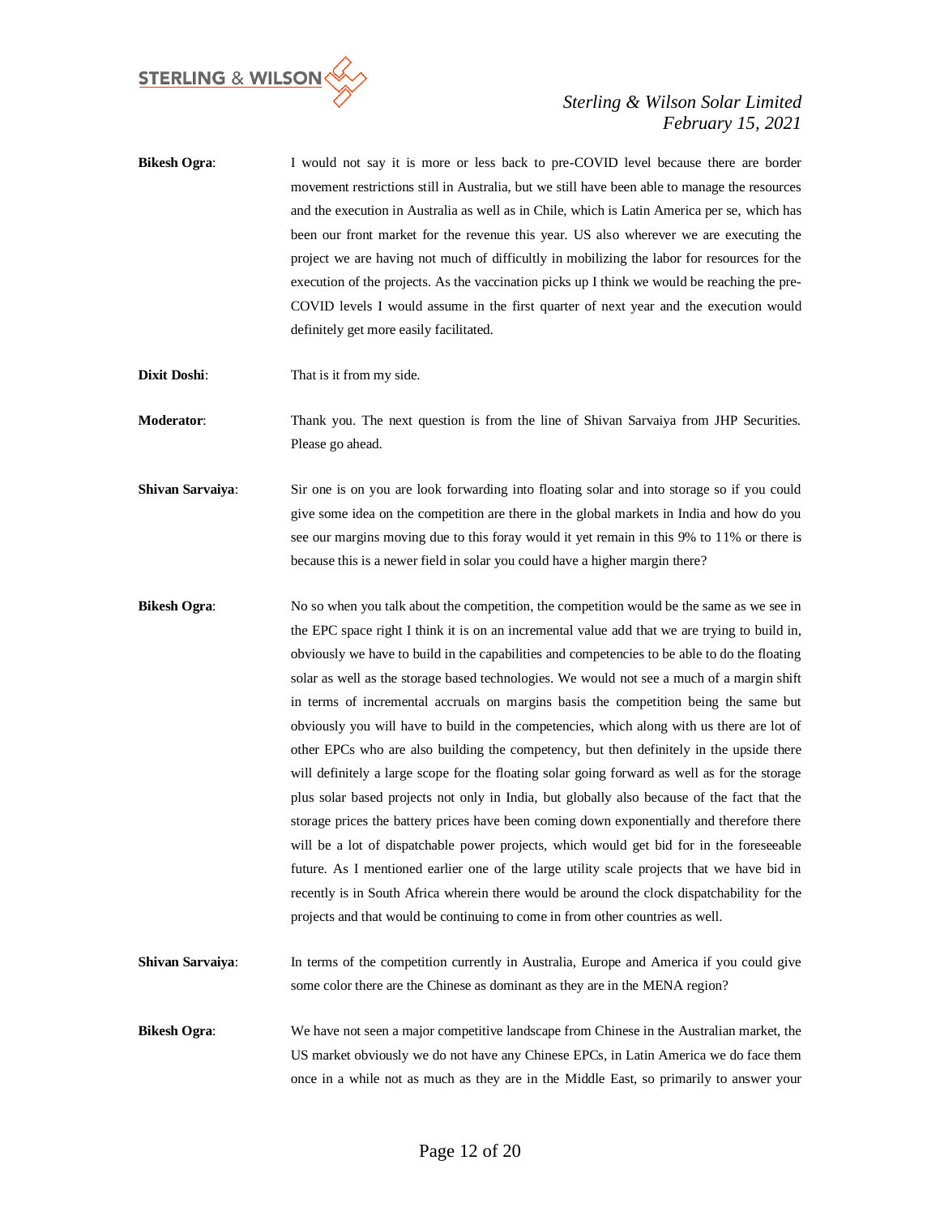**Bikesh Ogra**: I would not say it is more or less back to pre-COVID level because there are border movement restrictions still in Australia, but we still have been able to manage the resources and the execution in Australia as well as in Chile, which is Latin America per se, which has been our front market for the revenue this year. US also wherever we are executing the project we are having not much of difficultly in mobilizing the labor for resources for the execution of the projects. As the vaccination picks up I think we would be reaching the pre-COVID levels I would assume in the first quarter of next year and the execution would definitely get more easily facilitated.

**Dixit Doshi**: That is it from my side.

**Moderator**: Thank you. The next question is from the line of Shivan Sarvaiya from JHP Securities. Please go ahead.

**Shivan Sarvaiya**: Sir one is on you are look forwarding into floating solar and into storage so if you could give some idea on the competition are there in the global markets in India and how do you see our margins moving due to this foray would it yet remain in this 9% to 11% or there is because this is a newer field in solar you could have a higher margin there?

**Bikesh Ogra**: No so when you talk about the competition, the competition would be the same as we see in the EPC space right I think it is on an incremental value add that we are trying to build in, obviously we have to build in the capabilities and competencies to be able to do the floating solar as well as the storage based technologies. We would not see a much of a margin shift in terms of incremental accruals on margins basis the competition being the same but obviously you will have to build in the competencies, which along with us there are lot of other EPCs who are also building the competency, but then definitely in the upside there will definitely a large scope for the floating solar going forward as well as for the storage plus solar based projects not only in India, but globally also because of the fact that the storage prices the battery prices have been coming down exponentially and therefore there will be a lot of dispatchable power projects, which would get bid for in the foreseeable future. As I mentioned earlier one of the large utility scale projects that we have bid in recently is in South Africa wherein there would be around the clock dispatchability for the projects and that would be continuing to come in from other countries as well.

**Shivan Sarvaiya**: In terms of the competition currently in Australia, Europe and America if you could give some color there are the Chinese as dominant as they are in the MENA region?

**Bikesh Ogra**: We have not seen a major competitive landscape from Chinese in the Australian market, the US market obviously we do not have any Chinese EPCs, in Latin America we do face them once in a while not as much as they are in the Middle East, so primarily to answer your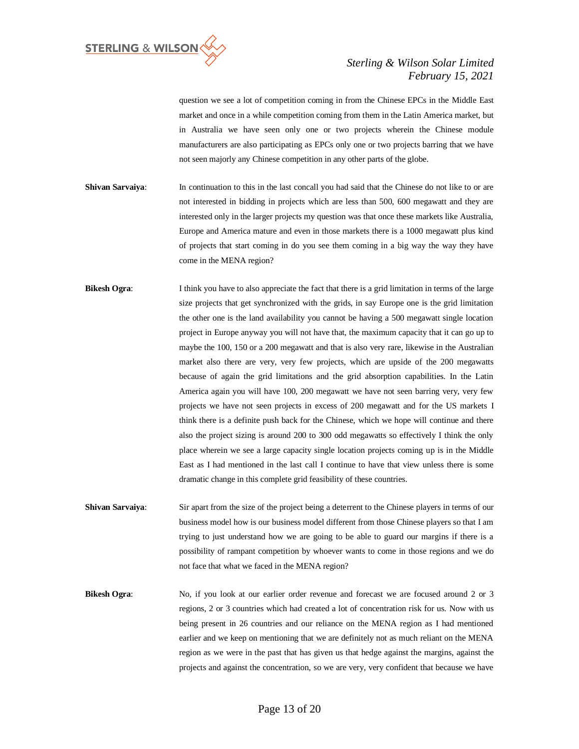question we see a lot of competition coming in from the Chinese EPCs in the Middle East market and once in a while competition coming from them in the Latin America market, but in Australia we have seen only one or two projects wherein the Chinese module manufacturers are also participating as EPCs only one or two projects barring that we have not seen majorly any Chinese competition in any other parts of the globe.

**Shivan Sarvaiya**: In continuation to this in the last concall you had said that the Chinese do not like to or are not interested in bidding in projects which are less than 500, 600 megawatt and they are interested only in the larger projects my question was that once these markets like Australia, Europe and America mature and even in those markets there is a 1000 megawatt plus kind of projects that start coming in do you see them coming in a big way the way they have come in the MENA region?

**Bikesh Ogra**: I think you have to also appreciate the fact that there is a grid limitation in terms of the large size projects that get synchronized with the grids, in say Europe one is the grid limitation the other one is the land availability you cannot be having a 500 megawatt single location project in Europe anyway you will not have that, the maximum capacity that it can go up to maybe the 100, 150 or a 200 megawatt and that is also very rare, likewise in the Australian market also there are very, very few projects, which are upside of the 200 megawatts because of again the grid limitations and the grid absorption capabilities. In the Latin America again you will have 100, 200 megawatt we have not seen barring very, very few projects we have not seen projects in excess of 200 megawatt and for the US markets I think there is a definite push back for the Chinese, which we hope will continue and there also the project sizing is around 200 to 300 odd megawatts so effectively I think the only place wherein we see a large capacity single location projects coming up is in the Middle East as I had mentioned in the last call I continue to have that view unless there is some dramatic change in this complete grid feasibility of these countries.

**Shivan Sarvaiya**: Sir apart from the size of the project being a deterrent to the Chinese players in terms of our business model how is our business model different from those Chinese players so that I am trying to just understand how we are going to be able to guard our margins if there is a possibility of rampant competition by whoever wants to come in those regions and we do not face that what we faced in the MENA region?

**Bikesh Ogra**: No, if you look at our earlier order revenue and forecast we are focused around 2 or 3 regions, 2 or 3 countries which had created a lot of concentration risk for us. Now with us being present in 26 countries and our reliance on the MENA region as I had mentioned earlier and we keep on mentioning that we are definitely not as much reliant on the MENA region as we were in the past that has given us that hedge against the margins, against the projects and against the concentration, so we are very, very confident that because we have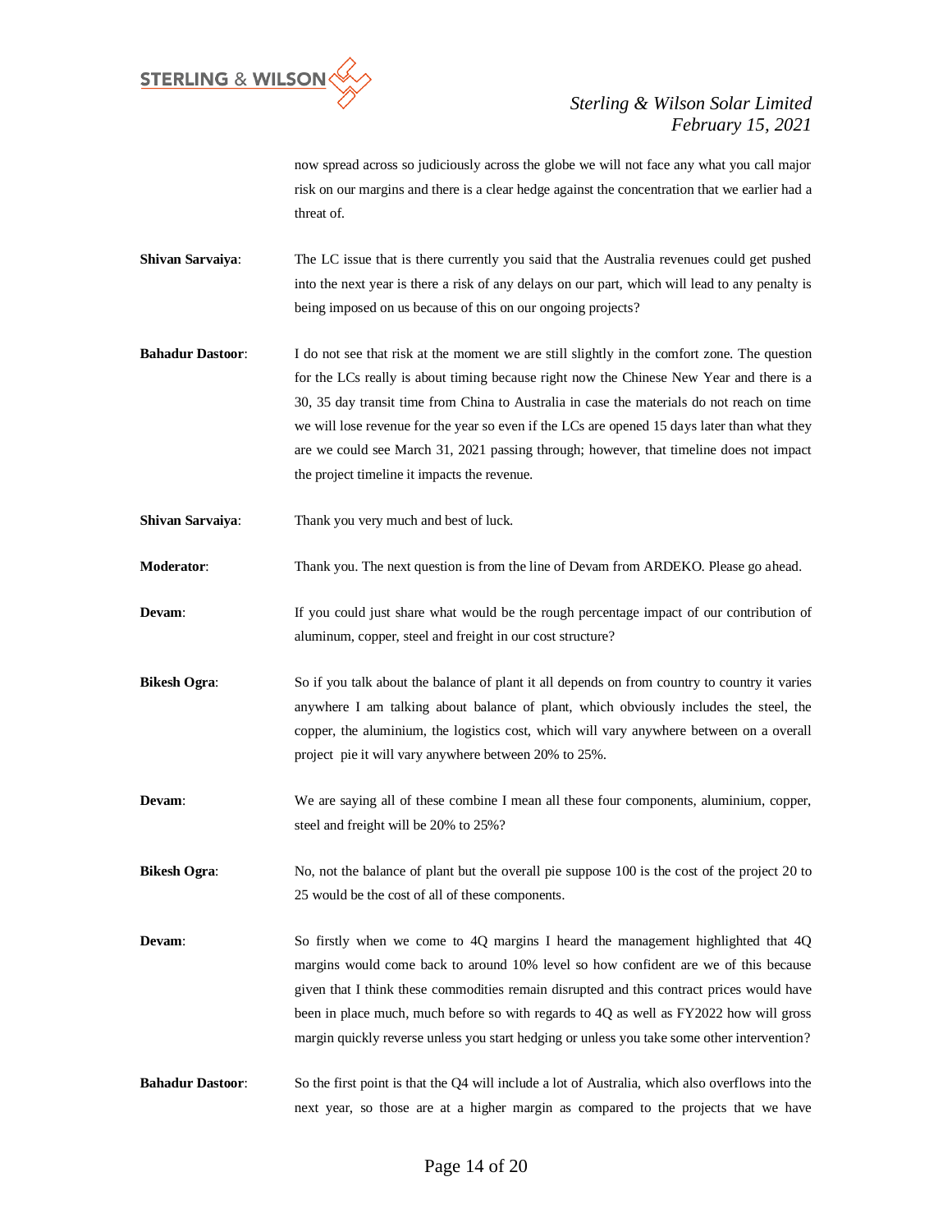now spread across so judiciously across the globe we will not face any what you call major risk on our margins and there is a clear hedge against the concentration that we earlier had a threat of.

**Shivan Sarvaiya**: The LC issue that is there currently you said that the Australia revenues could get pushed into the next year is there a risk of any delays on our part, which will lead to any penalty is being imposed on us because of this on our ongoing projects?

**Bahadur Dastoor**: I do not see that risk at the moment we are still slightly in the comfort zone. The question for the LCs really is about timing because right now the Chinese New Year and there is a 30, 35 day transit time from China to Australia in case the materials do not reach on time we will lose revenue for the year so even if the LCs are opened 15 days later than what they are we could see March 31, 2021 passing through; however, that timeline does not impact the project timeline it impacts the revenue.

**Shivan Sarvaiya**: Thank you very much and best of luck.

**Moderator**: Thank you. The next question is from the line of Devam from ARDEKO. Please go ahead.

**Devam**: If you could just share what would be the rough percentage impact of our contribution of aluminum, copper, steel and freight in our cost structure?

**Bikesh Ogra**: So if you talk about the balance of plant it all depends on from country to country it varies anywhere I am talking about balance of plant, which obviously includes the steel, the copper, the aluminium, the logistics cost, which will vary anywhere between on a overall project pie it will vary anywhere between 20% to 25%.

**Devam**: We are saying all of these combine I mean all these four components, aluminium, copper, steel and freight will be 20% to 25%?

**Bikesh Ogra**: No, not the balance of plant but the overall pie suppose 100 is the cost of the project 20 to 25 would be the cost of all of these components.

**Devam**: So firstly when we come to 4Q margins I heard the management highlighted that 4Q margins would come back to around 10% level so how confident are we of this because given that I think these commodities remain disrupted and this contract prices would have been in place much, much before so with regards to 4Q as well as FY2022 how will gross margin quickly reverse unless you start hedging or unless you take some other intervention?

**Bahadur Dastoor**: So the first point is that the Q4 will include a lot of Australia, which also overflows into the next year, so those are at a higher margin as compared to the projects that we have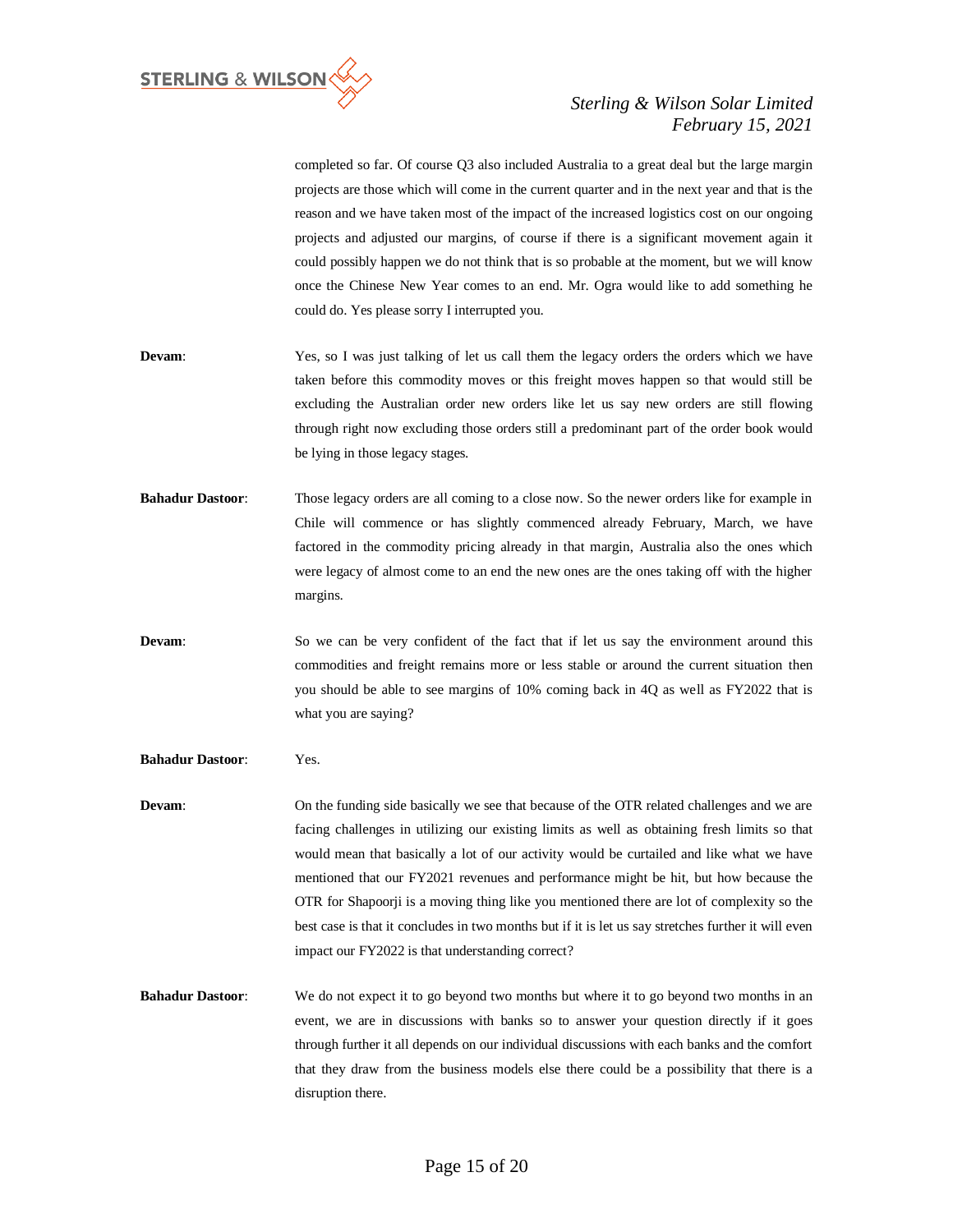completed so far. Of course Q3 also included Australia to a great deal but the large margin projects are those which will come in the current quarter and in the next year and that is the reason and we have taken most of the impact of the increased logistics cost on our ongoing projects and adjusted our margins, of course if there is a significant movement again it could possibly happen we do not think that is so probable at the moment, but we will know once the Chinese New Year comes to an end. Mr. Ogra would like to add something he could do. Yes please sorry I interrupted you.

**Devam**: Yes, so I was just talking of let us call them the legacy orders the orders which we have taken before this commodity moves or this freight moves happen so that would still be excluding the Australian order new orders like let us say new orders are still flowing through right now excluding those orders still a predominant part of the order book would be lying in those legacy stages.

**Bahadur Dastoor**: Those legacy orders are all coming to a close now. So the newer orders like for example in Chile will commence or has slightly commenced already February, March, we have factored in the commodity pricing already in that margin, Australia also the ones which were legacy of almost come to an end the new ones are the ones taking off with the higher margins.

**Devam**: So we can be very confident of the fact that if let us say the environment around this commodities and freight remains more or less stable or around the current situation then you should be able to see margins of 10% coming back in 4Q as well as FY2022 that is what you are saying?

**Bahadur Dastoor**: Yes.

**Devam**: On the funding side basically we see that because of the OTR related challenges and we are facing challenges in utilizing our existing limits as well as obtaining fresh limits so that would mean that basically a lot of our activity would be curtailed and like what we have mentioned that our FY2021 revenues and performance might be hit, but how because the OTR for Shapoorji is a moving thing like you mentioned there are lot of complexity so the best case is that it concludes in two months but if it is let us say stretches further it will even impact our FY2022 is that understanding correct?

**Bahadur Dastoor**: We do not expect it to go beyond two months but where it to go beyond two months in an event, we are in discussions with banks so to answer your question directly if it goes through further it all depends on our individual discussions with each banks and the comfort that they draw from the business models else there could be a possibility that there is a disruption there.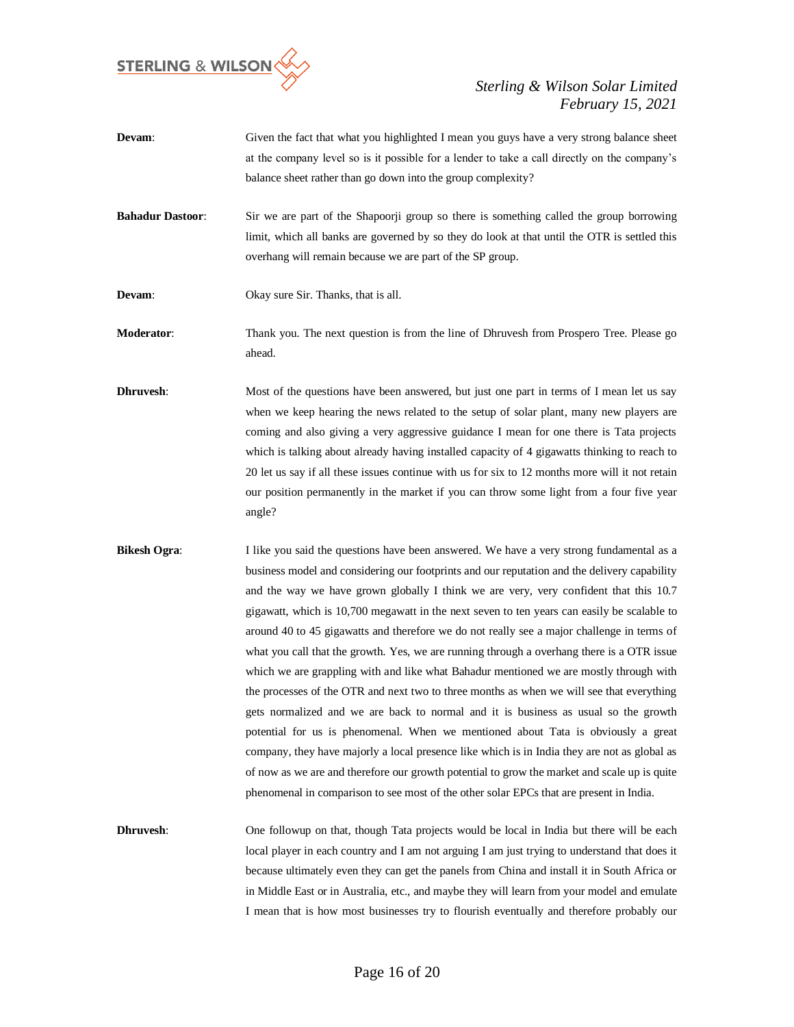**Devam**: Given the fact that what you highlighted I mean you guys have a very strong balance sheet at the company level so is it possible for a lender to take a call directly on the company's balance sheet rather than go down into the group complexity?

**Bahadur Dastoor**: Sir we are part of the Shapoorji group so there is something called the group borrowing limit, which all banks are governed by so they do look at that until the OTR is settled this overhang will remain because we are part of the SP group.

**Devam**: Okay sure Sir. Thanks, that is all.

**Moderator**: Thank you. The next question is from the line of Dhruvesh from Prospero Tree. Please go ahead.

**Dhruvesh**: Most of the questions have been answered, but just one part in terms of I mean let us say when we keep hearing the news related to the setup of solar plant, many new players are coming and also giving a very aggressive guidance I mean for one there is Tata projects which is talking about already having installed capacity of 4 gigawatts thinking to reach to 20 let us say if all these issues continue with us for six to 12 months more will it not retain our position permanently in the market if you can throw some light from a four five year angle?

**Bikesh Ogra**: I like you said the questions have been answered. We have a very strong fundamental as a business model and considering our footprints and our reputation and the delivery capability and the way we have grown globally I think we are very, very confident that this 10.7 gigawatt, which is 10,700 megawatt in the next seven to ten years can easily be scalable to around 40 to 45 gigawatts and therefore we do not really see a major challenge in terms of what you call that the growth. Yes, we are running through a overhang there is a OTR issue which we are grappling with and like what Bahadur mentioned we are mostly through with the processes of the OTR and next two to three months as when we will see that everything gets normalized and we are back to normal and it is business as usual so the growth potential for us is phenomenal. When we mentioned about Tata is obviously a great company, they have majorly a local presence like which is in India they are not as global as of now as we are and therefore our growth potential to grow the market and scale up is quite phenomenal in comparison to see most of the other solar EPCs that are present in India.

**Dhruvesh**: One followup on that, though Tata projects would be local in India but there will be each local player in each country and I am not arguing I am just trying to understand that does it because ultimately even they can get the panels from China and install it in South Africa or in Middle East or in Australia, etc., and maybe they will learn from your model and emulate I mean that is how most businesses try to flourish eventually and therefore probably our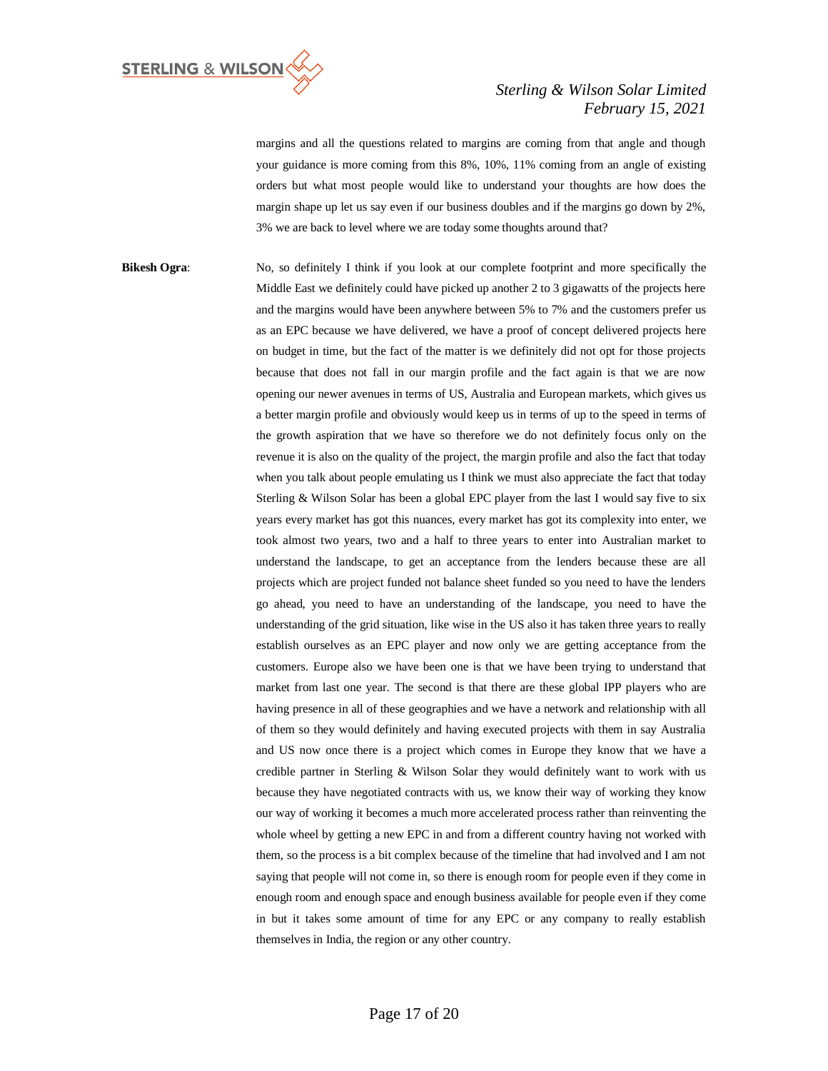margins and all the questions related to margins are coming from that angle and though your guidance is more coming from this 8%, 10%, 11% coming from an angle of existing orders but what most people would like to understand your thoughts are how does the margin shape up let us say even if our business doubles and if the margins go down by 2%, 3% we are back to level where we are today some thoughts around that?

**Bikesh Ogra**: No, so definitely I think if you look at our complete footprint and more specifically the Middle East we definitely could have picked up another 2 to 3 gigawatts of the projects here and the margins would have been anywhere between 5% to 7% and the customers prefer us as an EPC because we have delivered, we have a proof of concept delivered projects here on budget in time, but the fact of the matter is we definitely did not opt for those projects because that does not fall in our margin profile and the fact again is that we are now opening our newer avenues in terms of US, Australia and European markets, which gives us a better margin profile and obviously would keep us in terms of up to the speed in terms of the growth aspiration that we have so therefore we do not definitely focus only on the revenue it is also on the quality of the project, the margin profile and also the fact that today when you talk about people emulating us I think we must also appreciate the fact that today Sterling & Wilson Solar has been a global EPC player from the last I would say five to six years every market has got this nuances, every market has got its complexity into enter, we took almost two years, two and a half to three years to enter into Australian market to understand the landscape, to get an acceptance from the lenders because these are all projects which are project funded not balance sheet funded so you need to have the lenders go ahead, you need to have an understanding of the landscape, you need to have the understanding of the grid situation, like wise in the US also it has taken three years to really establish ourselves as an EPC player and now only we are getting acceptance from the customers. Europe also we have been one is that we have been trying to understand that market from last one year. The second is that there are these global IPP players who are having presence in all of these geographies and we have a network and relationship with all of them so they would definitely and having executed projects with them in say Australia and US now once there is a project which comes in Europe they know that we have a credible partner in Sterling & Wilson Solar they would definitely want to work with us because they have negotiated contracts with us, we know their way of working they know our way of working it becomes a much more accelerated process rather than reinventing the whole wheel by getting a new EPC in and from a different country having not worked with them, so the process is a bit complex because of the timeline that had involved and I am not saying that people will not come in, so there is enough room for people even if they come in enough room and enough space and enough business available for people even if they come in but it takes some amount of time for any EPC or any company to really establish themselves in India, the region or any other country.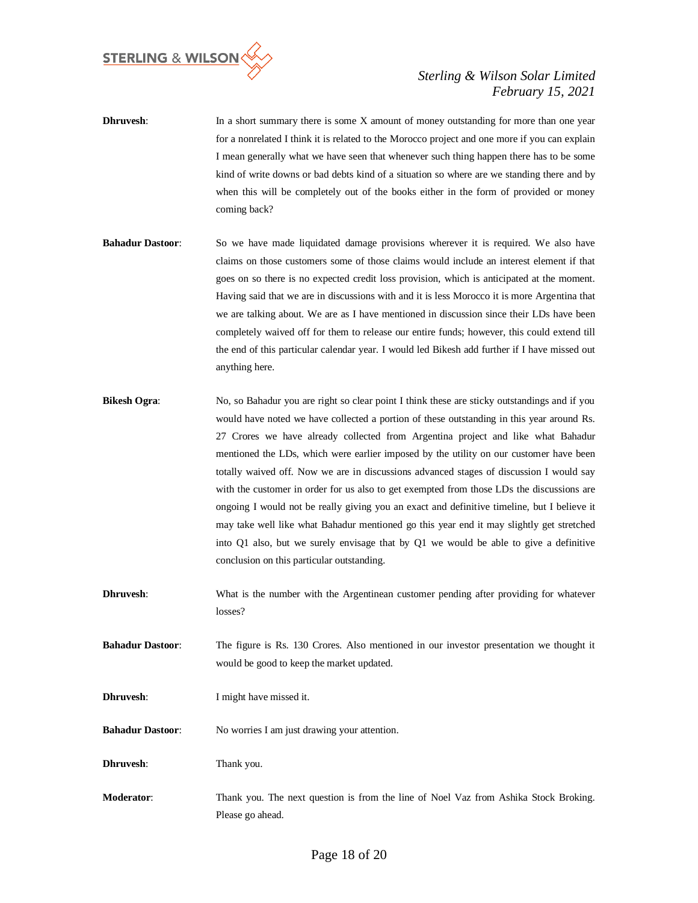**Dhruvesh**: In a short summary there is some X amount of money outstanding for more than one year for a nonrelated I think it is related to the Morocco project and one more if you can explain I mean generally what we have seen that whenever such thing happen there has to be some kind of write downs or bad debts kind of a situation so where are we standing there and by when this will be completely out of the books either in the form of provided or money coming back?

**Bahadur Dastoor**: So we have made liquidated damage provisions wherever it is required. We also have claims on those customers some of those claims would include an interest element if that goes on so there is no expected credit loss provision, which is anticipated at the moment. Having said that we are in discussions with and it is less Morocco it is more Argentina that we are talking about. We are as I have mentioned in discussion since their LDs have been completely waived off for them to release our entire funds; however, this could extend till the end of this particular calendar year. I would led Bikesh add further if I have missed out anything here.

**Bikesh Ogra**: No, so Bahadur you are right so clear point I think these are sticky outstandings and if you would have noted we have collected a portion of these outstanding in this year around Rs. 27 Crores we have already collected from Argentina project and like what Bahadur mentioned the LDs, which were earlier imposed by the utility on our customer have been totally waived off. Now we are in discussions advanced stages of discussion I would say with the customer in order for us also to get exempted from those LDs the discussions are ongoing I would not be really giving you an exact and definitive timeline, but I believe it may take well like what Bahadur mentioned go this year end it may slightly get stretched into Q1 also, but we surely envisage that by Q1 we would be able to give a definitive conclusion on this particular outstanding.

**Dhruvesh**: What is the number with the Argentinean customer pending after providing for whatever losses?

**Bahadur Dastoor**: The figure is Rs. 130 Crores. Also mentioned in our investor presentation we thought it would be good to keep the market updated.

**Dhruvesh**: I might have missed it.

**Bahadur Dastoor**: No worries I am just drawing your attention.

**Dhruvesh**: Thank you.

**Moderator**: Thank you. The next question is from the line of Noel Vaz from Ashika Stock Broking. Please go ahead.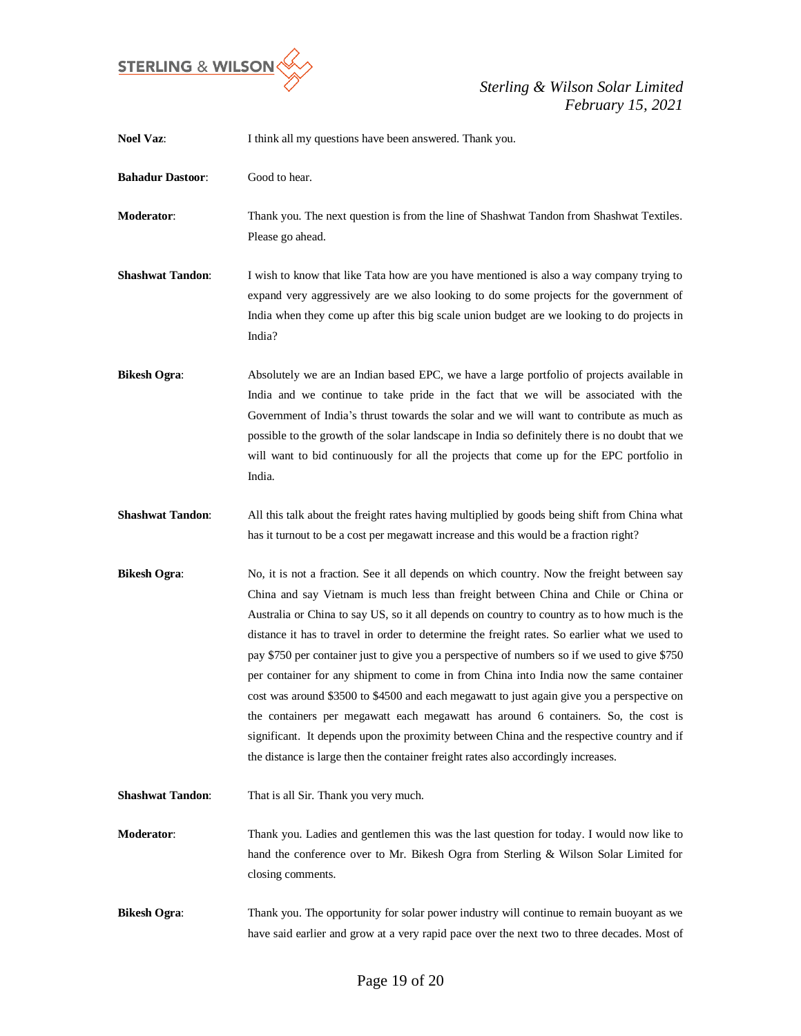**Noel Vaz**: I think all my questions have been answered. Thank you.

**Bahadur Dastoor**: Good to hear.

**Moderator**: Thank you. The next question is from the line of Shashwat Tandon from Shashwat Textiles. Please go ahead.

**Shashwat Tandon**: I wish to know that like Tata how are you have mentioned is also a way company trying to expand very aggressively are we also looking to do some projects for the government of India when they come up after this big scale union budget are we looking to do projects in India?

**Bikesh Ogra**: Absolutely we are an Indian based EPC, we have a large portfolio of projects available in India and we continue to take pride in the fact that we will be associated with the Government of India's thrust towards the solar and we will want to contribute as much as possible to the growth of the solar landscape in India so definitely there is no doubt that we will want to bid continuously for all the projects that come up for the EPC portfolio in India.

**Shashwat Tandon**: All this talk about the freight rates having multiplied by goods being shift from China what has it turnout to be a cost per megawatt increase and this would be a fraction right?

**Bikesh Ogra**: No, it is not a fraction. See it all depends on which country. Now the freight between say China and say Vietnam is much less than freight between China and Chile or China or Australia or China to say US, so it all depends on country to country as to how much is the distance it has to travel in order to determine the freight rates. So earlier what we used to pay $750 per container just to give you a perspective of numbers so if we used to give $750 per container for any shipment to come in from China into India now the same container cost was around $3500 to $4500 and each megawatt to just again give you a perspective on the containers per megawatt each megawatt has around 6 containers. So, the cost is significant. It depends upon the proximity between China and the respective country and if the distance is large then the container freight rates also accordingly increases.

**Shashwat Tandon**: That is all Sir. Thank you very much.

**Moderator**: Thank you. Ladies and gentlemen this was the last question for today. I would now like to hand the conference over to Mr. Bikesh Ogra from Sterling & Wilson Solar Limited for closing comments.

**Bikesh Ogra**: Thank you. The opportunity for solar power industry will continue to remain buoyant as we have said earlier and grow at a very rapid pace over the next two to three decades. Most of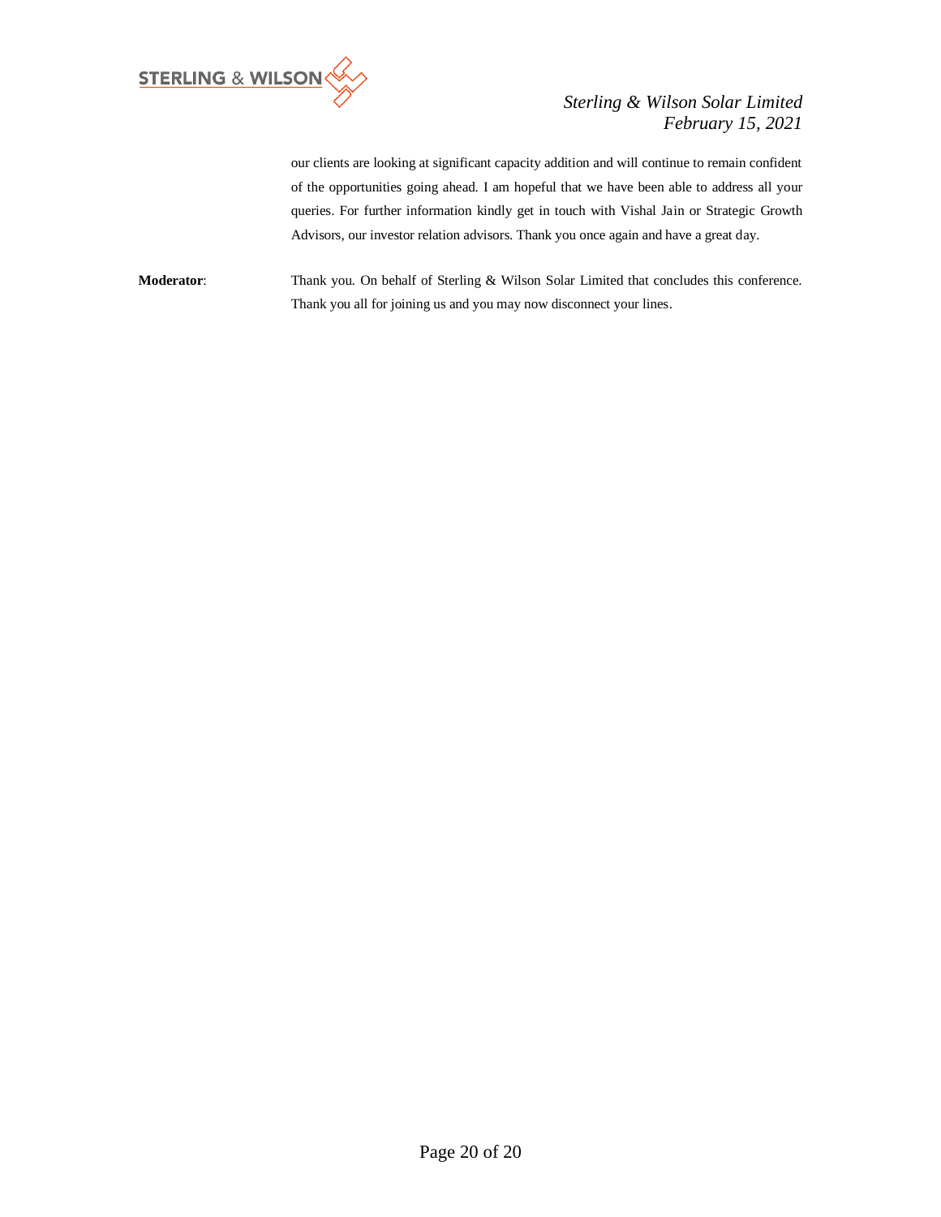our clients are looking at significant capacity addition and will continue to remain confident of the opportunities going ahead. I am hopeful that we have been able to address all your queries. For further information kindly get in touch with Vishal Jain or Strategic Growth Advisors, our investor relation advisors. Thank you once again and have a great day.

**Moderator**: Thank you. On behalf of Sterling & Wilson Solar Limited that concludes this conference. Thank you all for joining us and you may now disconnect your lines.